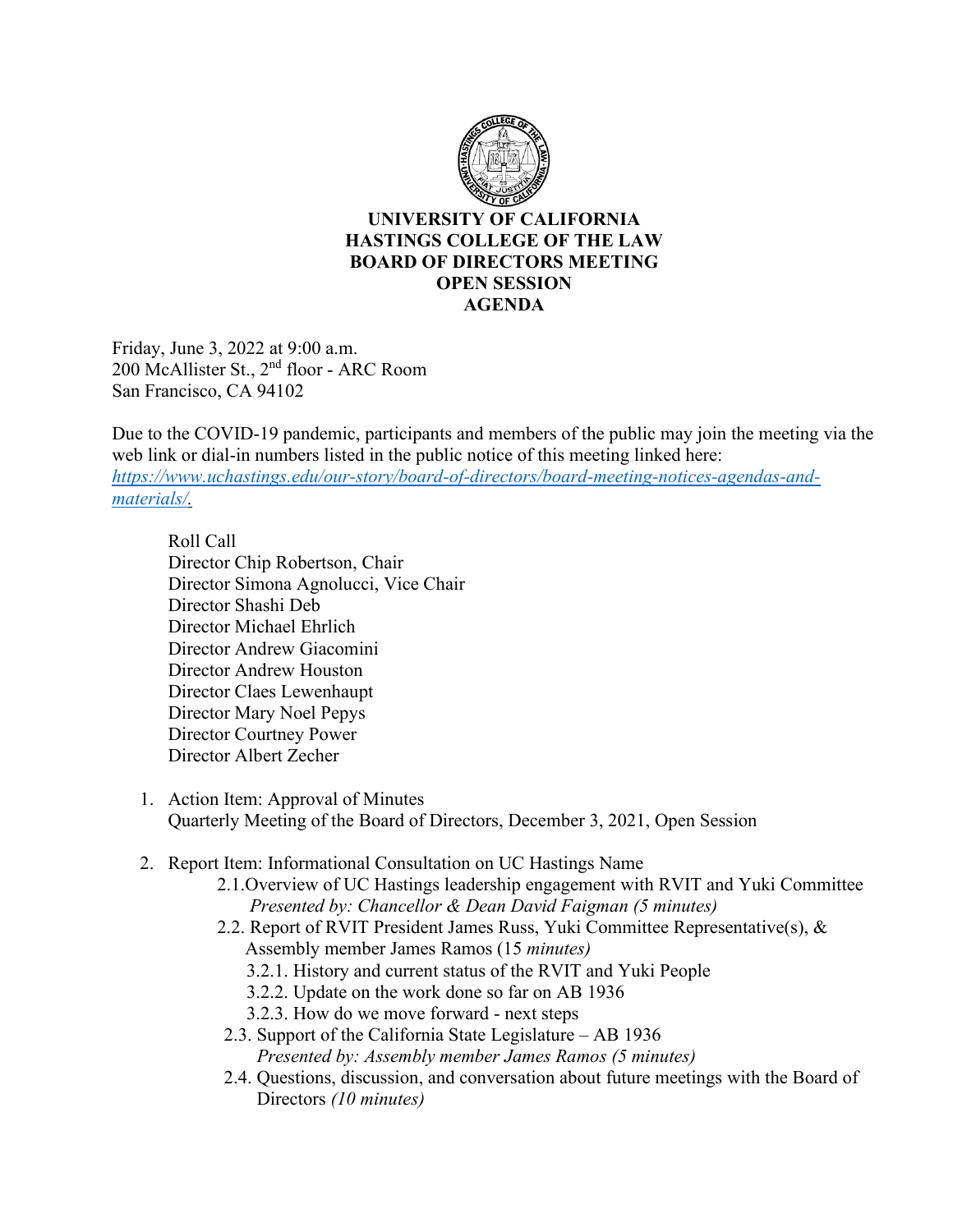# UNIVERSITY OF CALIFORNIA
# HASTINGS COLLEGE OF THE LAW
# BOARD OF DIRECTORS MEETING
# OPEN SESSION
# AGENDA

Friday, June 3, 2022 at 9:00 a.m.
200 McAllister St., 2nd floor - ARC Room
San Francisco, CA 94102

Due to the COVID-19 pandemic, participants and members of the public may join the meeting via the web link or dial-in numbers listed in the public notice of this meeting linked here: *https://www.uchastings.edu/our-story/board-of-directors/board-meeting-notices-agendas-and-materials/.*

Roll Call
Director Chip Robertson, Chair
Director Simona Agnolucci, Vice Chair
Director Shashi Deb
Director Michael Ehrlich
Director Andrew Giacomini
Director Andrew Houston
Director Claes Lewenhaupt
Director Mary Noel Pepys
Director Courtney Power
Director Albert Zecher

1. Action Item: Approval of Minutes
   Quarterly Meeting of the Board of Directors, December 3, 2021, Open Session

2. Report Item: Informational Consultation on UC Hastings Name
   - 2.1.Overview of UC Hastings leadership engagement with RVIT and Yuki Committee
     *Presented by: Chancellor & Dean David Faigman (5 minutes)*
   - 2.2. Report of RVIT President James Russ, Yuki Committee Representative(s), & Assembly member James Ramos (15 *minutes)*
     - 3.2.1. History and current status of the RVIT and Yuki People
     - 3.2.2. Update on the work done so far on AB 1936
     - 3.2.3. How do we move forward - next steps
   - 2.3. Support of the California State Legislature – AB 1936
     *Presented by: Assembly member James Ramos (5 minutes)*
   - 2.4. Questions, discussion, and conversation about future meetings with the Board of Directors *(10 minutes)*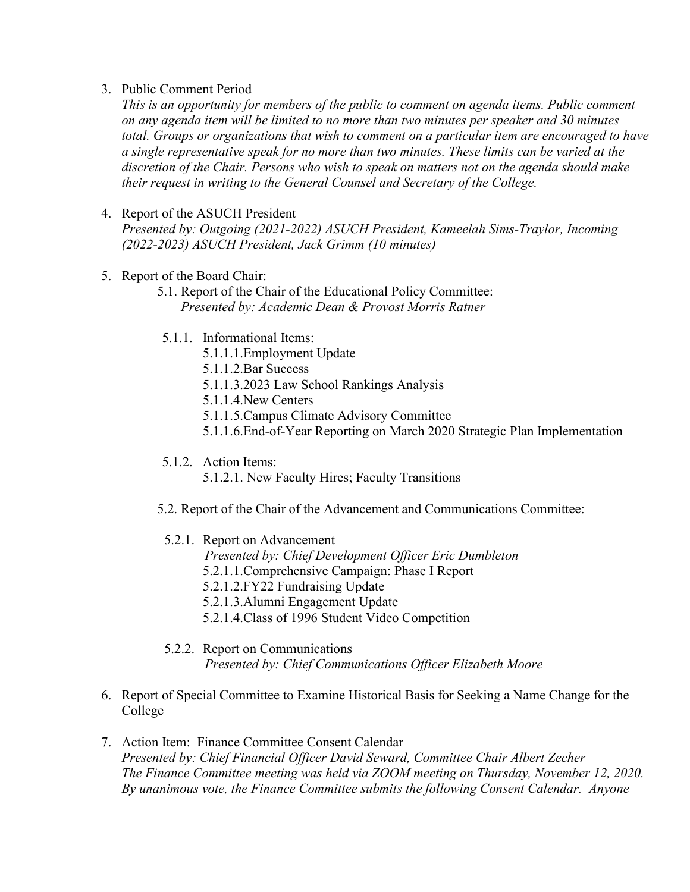3. Public Comment Period
   *This is an opportunity for members of the public to comment on agenda items. Public comment on any agenda item will be limited to no more than two minutes per speaker and 30 minutes total. Groups or organizations that wish to comment on a particular item are encouraged to have a single representative speak for no more than two minutes. These limits can be varied at the discretion of the Chair. Persons who wish to speak on matters not on the agenda should make their request in writing to the General Counsel and Secretary of the College.*

4. Report of the ASUCH President
   *Presented by: Outgoing (2021-2022) ASUCH President, Kameelah Sims-Traylor, Incoming (2022-2023) ASUCH President, Jack Grimm (10 minutes)*

5. Report of the Board Chair:
   - 5.1. Report of the Chair of the Educational Policy Committee:
     *Presented by: Academic Dean & Provost Morris Ratner*
     - 5.1.1. Informational Items:
       - 5.1.1.1. Employment Update
       - 5.1.1.2. Bar Success
       - 5.1.1.3. 2023 Law School Rankings Analysis
       - 5.1.1.4. New Centers
       - 5.1.1.5. Campus Climate Advisory Committee
       - 5.1.1.6. End-of-Year Reporting on March 2020 Strategic Plan Implementation
     - 5.1.2. Action Items:
       - 5.1.2.1. New Faculty Hires; Faculty Transitions
   - 5.2. Report of the Chair of the Advancement and Communications Committee:
     - 5.2.1. Report on Advancement
       *Presented by: Chief Development Officer Eric Dumbleton*
       - 5.2.1.1. Comprehensive Campaign: Phase I Report
       - 5.2.1.2. FY22 Fundraising Update
       - 5.2.1.3. Alumni Engagement Update
       - 5.2.1.4. Class of 1996 Student Video Competition
     - 5.2.2. Report on Communications
       *Presented by: Chief Communications Officer Elizabeth Moore*

6. Report of Special Committee to Examine Historical Basis for Seeking a Name Change for the College

7. Action Item: Finance Committee Consent Calendar
   *Presented by: Chief Financial Officer David Seward, Committee Chair Albert Zecher*
   *The Finance Committee meeting was held via ZOOM meeting on Thursday, November 12, 2020. By unanimous vote, the Finance Committee submits the following Consent Calendar. Anyone*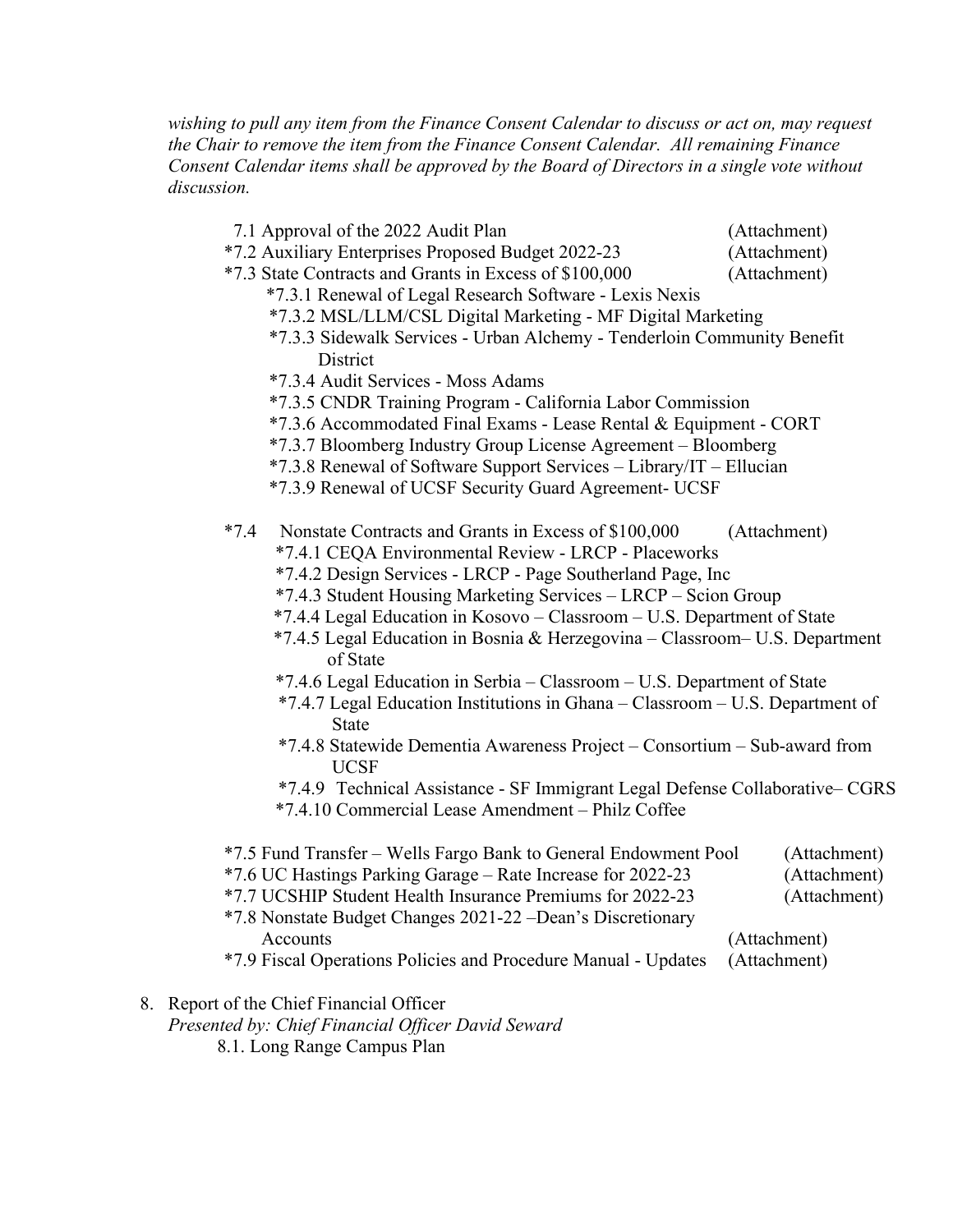*wishing to pull any item from the Finance Consent Calendar to discuss or act on, may request the Chair to remove the item from the Finance Consent Calendar. All remaining Finance Consent Calendar items shall be approved by the Board of Directors in a single vote without discussion.*

- 7.1 Approval of the 2022 Audit Plan (Attachment)
- *7.2 Auxiliary Enterprises Proposed Budget 2022-23 (Attachment)
- *7.3 State Contracts and Grants in Excess of $100,000 (Attachment)
  - *7.3.1 Renewal of Legal Research Software - Lexis Nexis
  - *7.3.2 MSL/LLM/CSL Digital Marketing - MF Digital Marketing
  - *7.3.3 Sidewalk Services - Urban Alchemy - Tenderloin Community Benefit District
  - *7.3.4 Audit Services - Moss Adams
  - *7.3.5 CNDR Training Program - California Labor Commission
  - *7.3.6 Accommodated Final Exams - Lease Rental & Equipment - CORT
  - *7.3.7 Bloomberg Industry Group License Agreement – Bloomberg
  - *7.3.8 Renewal of Software Support Services – Library/IT – Ellucian
  - *7.3.9 Renewal of UCSF Security Guard Agreement- UCSF
- *7.4 Nonstate Contracts and Grants in Excess of $100,000 (Attachment)
  - *7.4.1 CEQA Environmental Review - LRCP - Placeworks
  - *7.4.2 Design Services - LRCP - Page Southerland Page, Inc
  - *7.4.3 Student Housing Marketing Services – LRCP – Scion Group
  - *7.4.4 Legal Education in Kosovo – Classroom – U.S. Department of State
  - *7.4.5 Legal Education in Bosnia & Herzegovina – Classroom– U.S. Department of State
  - *7.4.6 Legal Education in Serbia – Classroom – U.S. Department of State
  - *7.4.7 Legal Education Institutions in Ghana – Classroom – U.S. Department of State
  - *7.4.8 Statewide Dementia Awareness Project – Consortium – Sub-award from UCSF
  - *7.4.9 Technical Assistance - SF Immigrant Legal Defense Collaborative– CGRS
  - *7.4.10 Commercial Lease Amendment – Philz Coffee
- *7.5 Fund Transfer – Wells Fargo Bank to General Endowment Pool (Attachment)
- *7.6 UC Hastings Parking Garage – Rate Increase for 2022-23 (Attachment)
- *7.7 UCSHIP Student Health Insurance Premiums for 2022-23 (Attachment)
- *7.8 Nonstate Budget Changes 2021-22 –Dean's Discretionary Accounts (Attachment)
- *7.9 Fiscal Operations Policies and Procedure Manual - Updates (Attachment)

8. Report of the Chief Financial Officer
   *Presented by: Chief Financial Officer David Seward*
   - 8.1. Long Range Campus Plan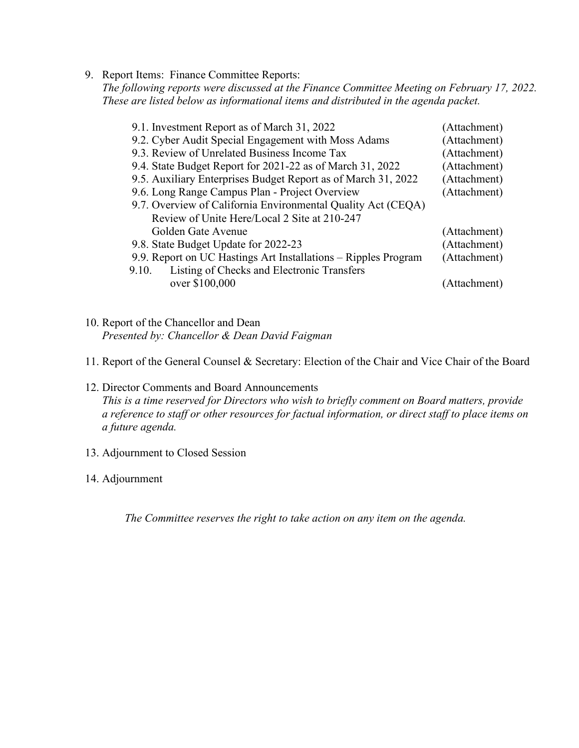9. Report Items: Finance Committee Reports:
   *The following reports were discussed at the Finance Committee Meeting on February 17, 2022. These are listed below as informational items and distributed in the agenda packet.*

   | | |
   |---|---|
   | 9.1. Investment Report as of March 31, 2022 | (Attachment) |
   | 9.2. Cyber Audit Special Engagement with Moss Adams | (Attachment) |
   | 9.3. Review of Unrelated Business Income Tax | (Attachment) |
   | 9.4. State Budget Report for 2021-22 as of March 31, 2022 | (Attachment) |
   | 9.5. Auxiliary Enterprises Budget Report as of March 31, 2022 | (Attachment) |
   | 9.6. Long Range Campus Plan - Project Overview | (Attachment) |
   | 9.7. Overview of California Environmental Quality Act (CEQA) Review of Unite Here/Local 2 Site at 210-247 Golden Gate Avenue | (Attachment) |
   | 9.8. State Budget Update for 2022-23 | (Attachment) |
   | 9.9. Report on UC Hastings Art Installations – Ripples Program | (Attachment) |
   | 9.10. Listing of Checks and Electronic Transfers over $100,000 | (Attachment) |

10. Report of the Chancellor and Dean
    *Presented by: Chancellor & Dean David Faigman*

11. Report of the General Counsel & Secretary: Election of the Chair and Vice Chair of the Board

12. Director Comments and Board Announcements
    *This is a time reserved for Directors who wish to briefly comment on Board matters, provide a reference to staff or other resources for factual information, or direct staff to place items on a future agenda.*

13. Adjournment to Closed Session

14. Adjournment

*The Committee reserves the right to take action on any item on the agenda.*